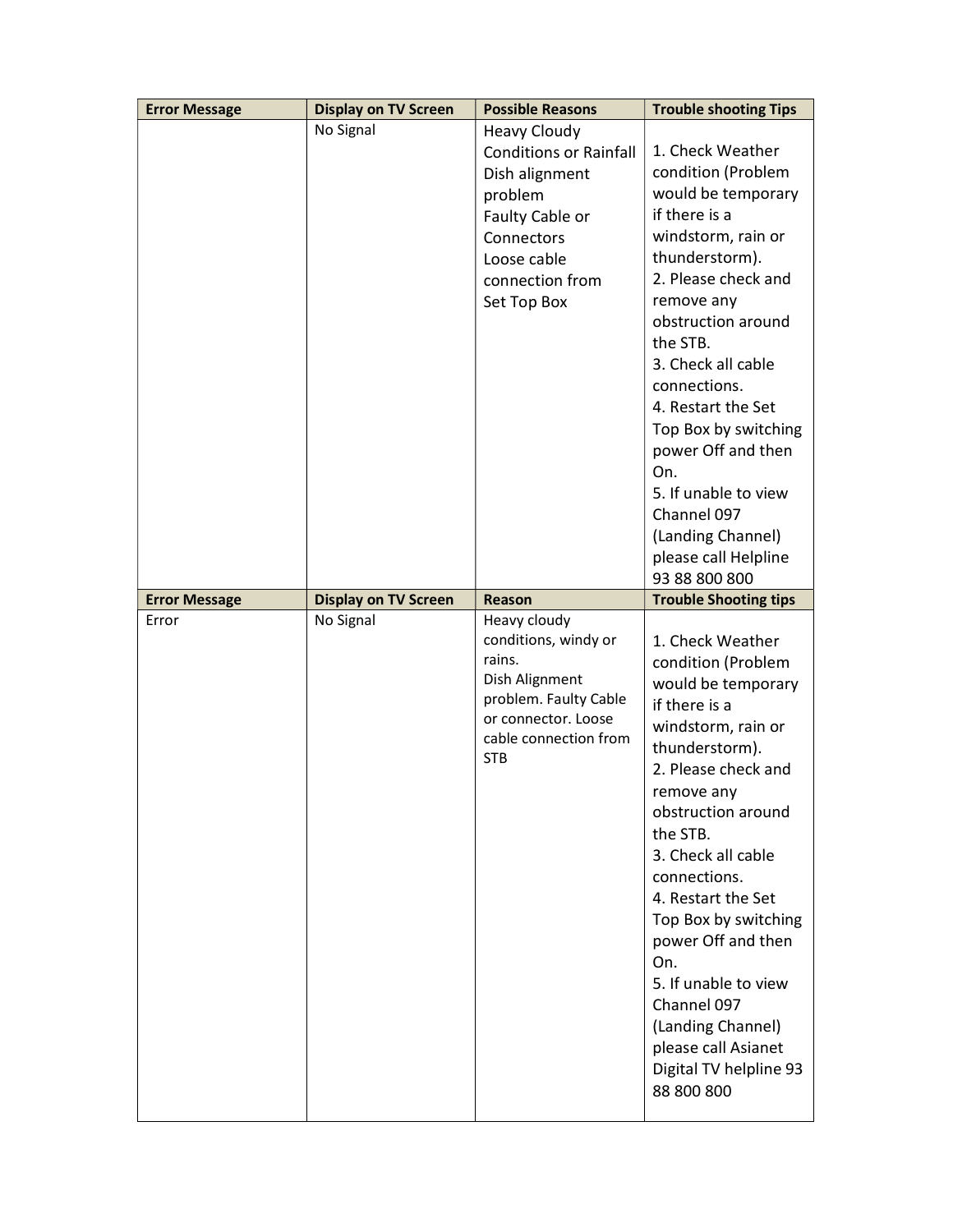| Error Message | Display on TV Screen | Possible Reasons | Trouble shooting Tips |
|---|---|---|---|
| | No Signal | Heavy Cloudy Conditions or Rainfall<br>Dish alignment problem<br>Faulty Cable or Connectors<br>Loose cable connection from Set Top Box | 1. Check Weather condition (Problem would be temporary if there is a windstorm, rain or thunderstorm).<br>2. Please check and remove any obstruction around the STB.<br>3. Check all cable connections.<br>4. Restart the Set Top Box by switching power Off and then On.<br>5. If unable to view Channel 097 (Landing Channel) please call Helpline 93 88 800 800 |
| **Error Message** | **Display on TV Screen** | **Reason** | **Trouble Shooting tips** |
| Error | No Signal | Heavy cloudy conditions, windy or rains.<br>Dish Alignment problem. Faulty Cable or connector. Loose cable connection from STB | 1. Check Weather condition (Problem would be temporary if there is a windstorm, rain or thunderstorm).<br>2. Please check and remove any obstruction around the STB.<br>3. Check all cable connections.<br>4. Restart the Set Top Box by switching power Off and then On.<br>5. If unable to view Channel 097 (Landing Channel) please call Asianet Digital TV helpline 93 88 800 800 |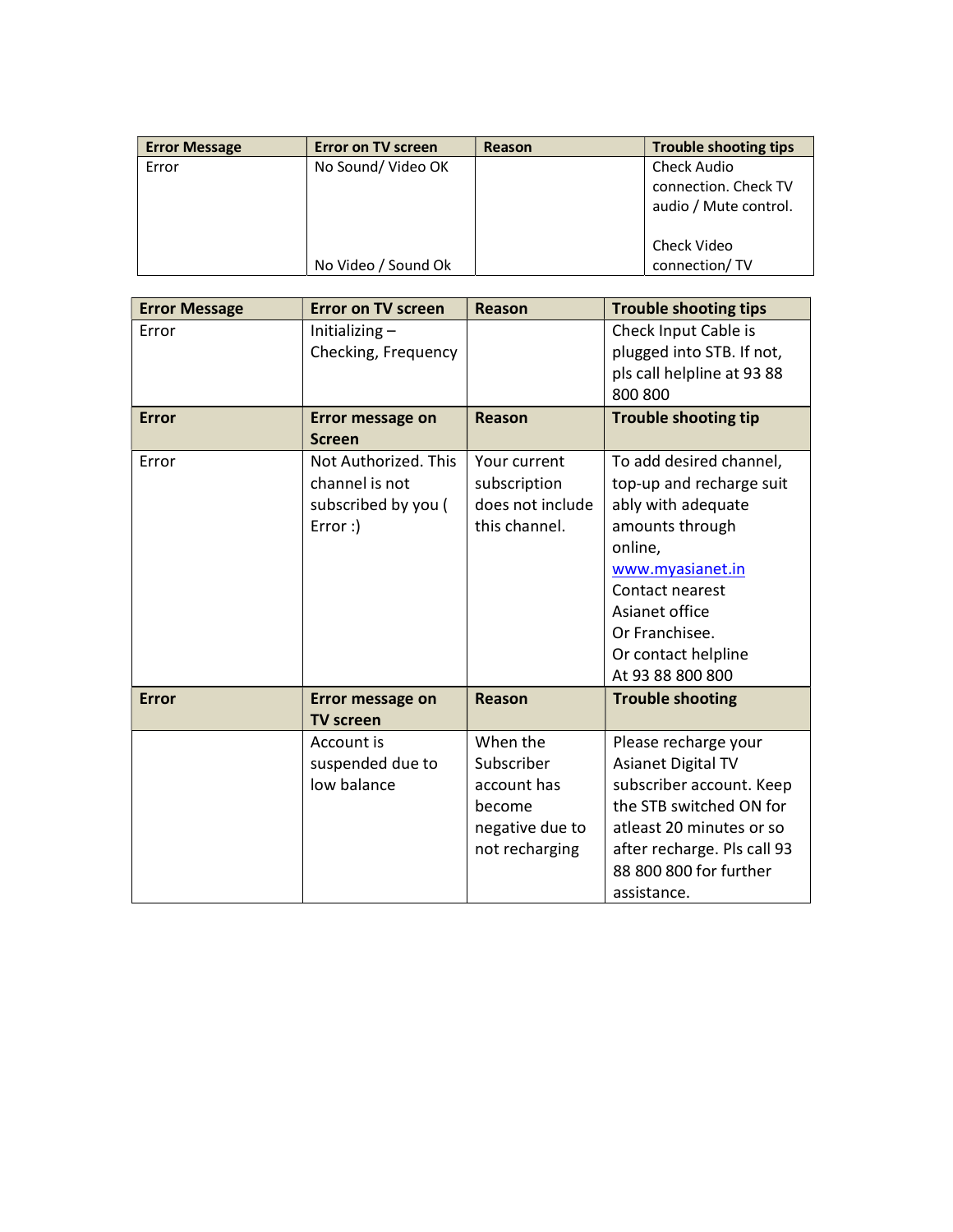| Error Message | Error on TV screen | Reason | Trouble shooting tips |
|---|---|---|---|
| Error | No Sound/ Video OK | | Check Audio connection. Check TV audio / Mute control. |
| | No Video / Sound Ok | | Check Video connection/ TV |

| Error Message | Error on TV screen | Reason | Trouble shooting tips |
|---|---|---|---|
| Error | Initializing – Checking, Frequency | | Check Input Cable is plugged into STB. If not, pls call helpline at 93 88 800 800 |
| **Error** | **Error message on Screen** | **Reason** | **Trouble shooting tip** |
| Error | Not Authorized. This channel is not subscribed by you ( Error :) | Your current subscription does not include this channel. | To add desired channel, top-up and recharge suit ably with adequate amounts through online, www.myasianet.in Contact nearest Asianet office Or Franchisee. Or contact helpline At 93 88 800 800 |
| **Error** | **Error message on TV screen** | **Reason** | **Trouble shooting** |
| | Account is suspended due to low balance | When the Subscriber account has become negative due to not recharging | Please recharge your Asianet Digital TV subscriber account. Keep the STB switched ON for atleast 20 minutes or so after recharge. Pls call 93 88 800 800 for further assistance. |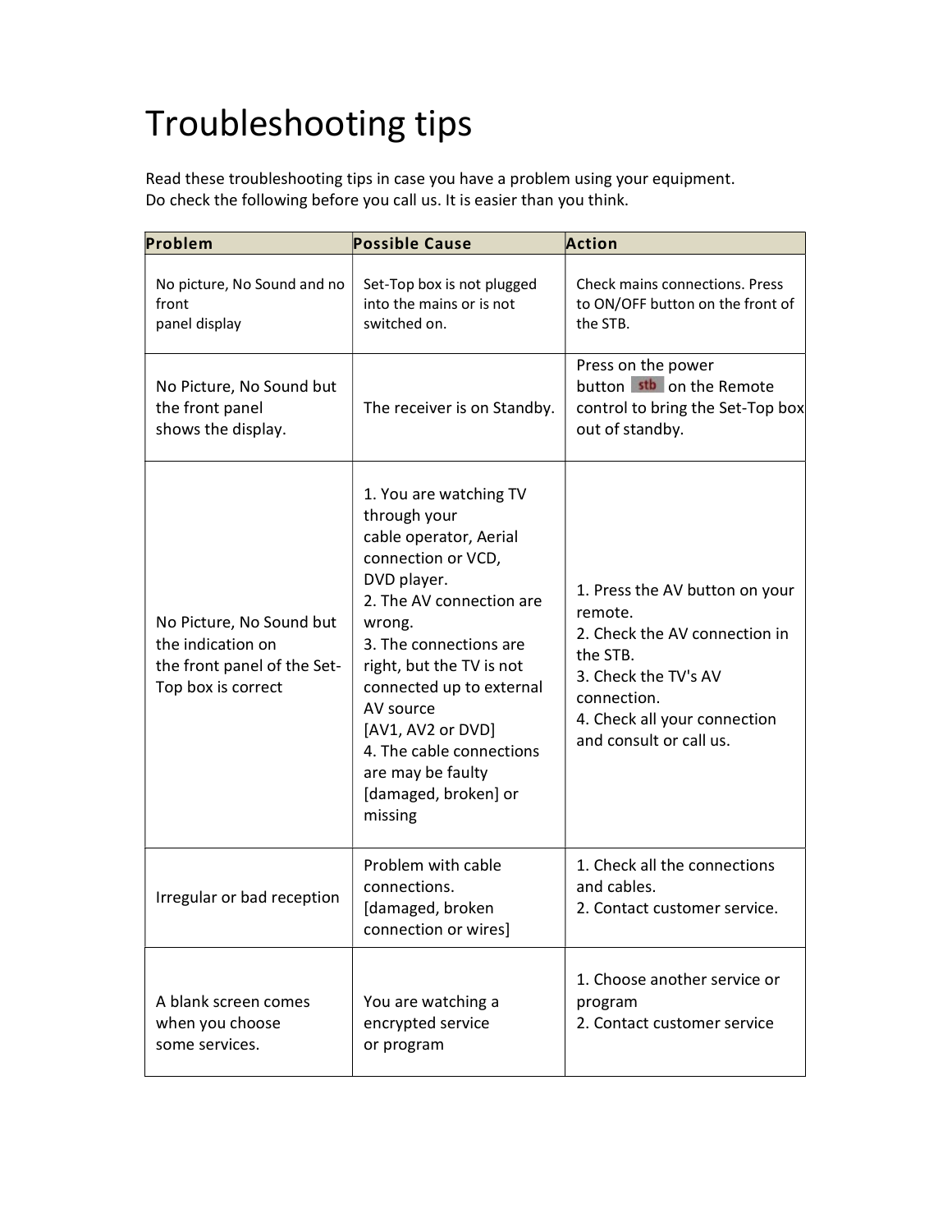# Troubleshooting tips

Read these troubleshooting tips in case you have a problem using your equipment.
Do check the following before you call us. It is easier than you think.

| Problem | Possible Cause | Action |
| --- | --- | --- |
| No picture, No Sound and no front panel display | Set-Top box is not plugged into the mains or is not switched on. | Check mains connections. Press to ON/OFF button on the front of the STB. |
| No Picture, No Sound but the front panel shows the display. | The receiver is on Standby. | Press on the power button stb on the Remote control to bring the Set-Top box out of standby. |
| No Picture, No Sound but the indication on the front panel of the Set-Top box is correct | 1. You are watching TV through your cable operator, Aerial connection or VCD, DVD player.<br>2. The AV connection are wrong.<br>3. The connections are right, but the TV is not connected up to external AV source [AV1, AV2 or DVD]<br>4. The cable connections are may be faulty [damaged, broken] or missing | 1. Press the AV button on your remote.<br>2. Check the AV connection in the STB.<br>3. Check the TV's AV connection.<br>4. Check all your connection and consult or call us. |
| Irregular or bad reception | Problem with cable connections. [damaged, broken connection or wires] | 1. Check all the connections and cables.<br>2. Contact customer service. |
| A blank screen comes when you choose some services. | You are watching a encrypted service or program | 1. Choose another service or program<br>2. Contact customer service |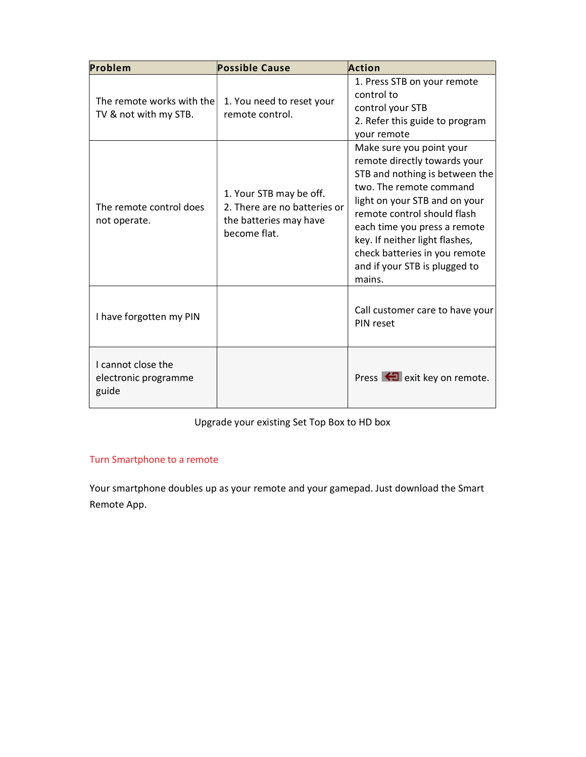| Problem | Possible Cause | Action |
|---|---|---|
| The remote works with the TV & not with my STB. | 1. You need to reset your remote control. | 1. Press STB on your remote control to control your STB<br>2. Refer this guide to program your remote |
| The remote control does not operate. | 1. Your STB may be off.<br>2. There are no batteries or the batteries may have become flat. | Make sure you point your remote directly towards your STB and nothing is between the two. The remote command light on your STB and on your remote control should flash each time you press a remote key. If neither light flashes, check batteries in you remote and if your STB is plugged to mains. |
| I have forgotten my PIN | | Call customer care to have your PIN reset |
| I cannot close the electronic programme guide | | Press exit key on remote. |

Upgrade your existing Set Top Box to HD box

Turn Smartphone to a remote

Your smartphone doubles up as your remote and your gamepad. Just download the Smart Remote App.